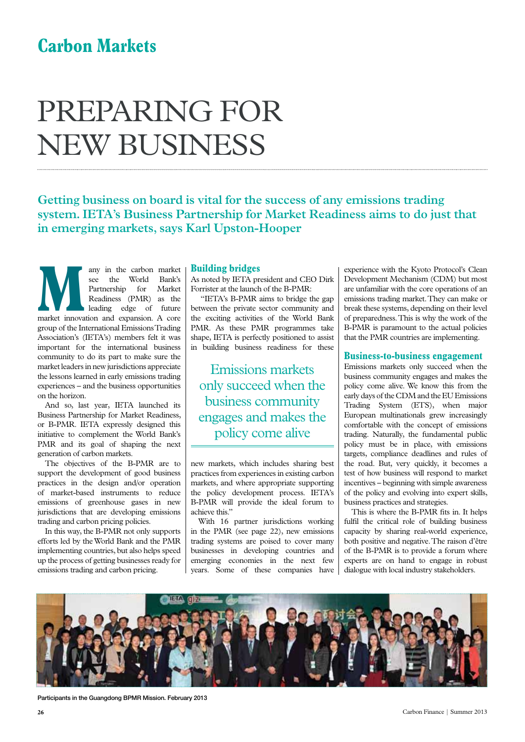# Carbon Markets

# PREPARING FOR NEW BUSINESS

**Getting business on board is vital for the success of any emissions trading system. IETA's Business Partnership for Market Readiness aims to do just that in emerging markets, says Karl Upston-Hooper**

Many in the carbon market see the World Bank's Partnership for Market Readiness (PMR) as the leading edge of future market innovation and expansion. A core group of the International Emissions Trading Association's (IETA's) members felt it was important for the international business community to do its part to make sure the market leaders in new jurisdictions appreciate the lessons learned in early emissions trading experiences – and the business opportunities on the horizon.

And so, last year, IETA launched its Business Partnership for Market Readiness, or B-PMR. IETA expressly designed this initiative to complement the World Bank's PMR and its goal of shaping the next generation of carbon markets.

The objectives of the B-PMR are to support the development of good business practices in the design and/or operation of market-based instruments to reduce emissions of greenhouse gases in new jurisdictions that are developing emissions trading and carbon pricing policies.

In this way, the B-PMR not only supports efforts led by the World Bank and the PMR implementing countries, but also helps speed up the process of getting businesses ready for emissions trading and carbon pricing.

## Building bridges

As noted by IETA president and CEO Dirk Forrister at the launch of the B-PMR:

"IETA's B-PMR aims to bridge the gap between the private sector community and the exciting activities of the World Bank PMR. As these PMR programmes take shape, IETA is perfectly positioned to assist in building business readiness for these new markets, which includes sharing best practices from experiences in existing carbon markets, and where appropriate supporting the policy development process. IETA's B-PMR will provide the ideal forum to achieve this."

> Emissions markets only succeed when the business community engages and makes the policy come alive

With 16 partner jurisdictions working in the PMR (see page 22), new emissions trading systems are poised to cover many businesses in developing countries and emerging economies in the next few years. Some of these companies have experience with the Kyoto Protocol's Clean Development Mechanism (CDM) but most are unfamiliar with the core operations of an emissions trading market. They can make or break these systems, depending on their level of preparedness. This is why the work of the B-PMR is paramount to the actual policies that the PMR countries are implementing.

## Business-to-business engagement

Emissions markets only succeed when the business community engages and makes the policy come alive. We know this from the early days of the CDM and the EU Emissions Trading System (ETS), when major European multinationals grew increasingly comfortable with the concept of emissions trading. Naturally, the fundamental public policy must be in place, with emissions targets, compliance deadlines and rules of the road. But, very quickly, it becomes a test of how business will respond to market incentives – beginning with simple awareness of the policy and evolving into expert skills, business practices and strategies.

This is where the B-PMR fits in. It helps fulfil the critical role of building business capacity by sharing real-world experience, both positive and negative. The raison d'être of the B-PMR is to provide a forum where experts are on hand to engage in robust dialogue with local industry stakeholders.

Participants in the Guangdong BPMR Mission. February 2013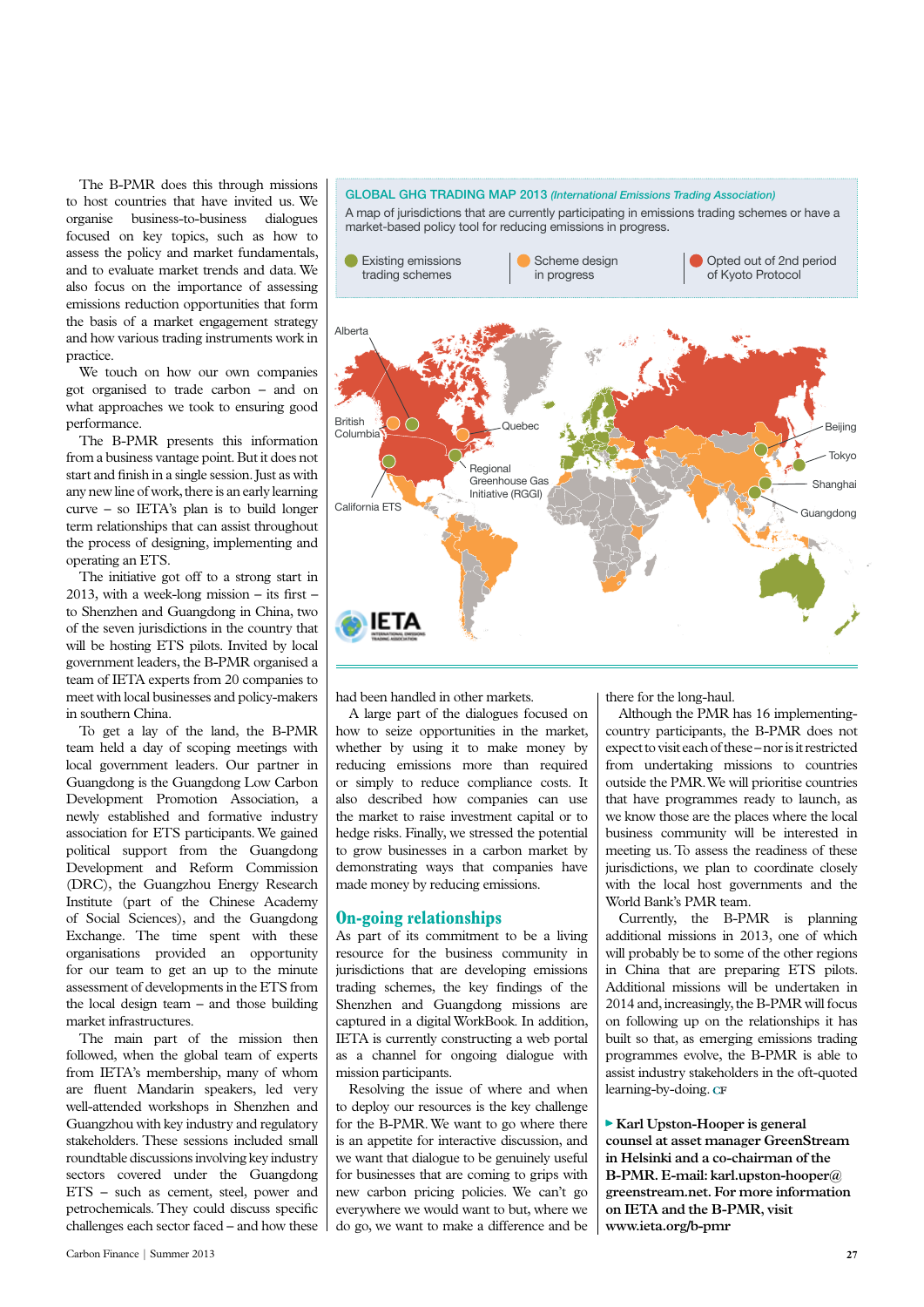The B-PMR does this through missions to host countries that have invited us. We organise business-to-business dialogues focused on key topics, such as how to assess the policy and market fundamentals, and to evaluate market trends and data. We also focus on the importance of assessing emissions reduction opportunities that form the basis of a market engagement strategy and how various trading instruments work in practice.

We touch on how our own companies got organised to trade carbon – and on what approaches we took to ensuring good performance.

The B-PMR presents this information from a business vantage point. But it does not start and finish in a single session. Just as with any new line of work, there is an early learning curve – so IETA's plan is to build longer term relationships that can assist throughout the process of designing, implementing and operating an ETS.

The initiative got off to a strong start in 2013, with a week-long mission – its first – to Shenzhen and Guangdong in China, two of the seven jurisdictions in the country that will be hosting ETS pilots. Invited by local government leaders, the B-PMR organised a team of IETA experts from 20 companies to meet with local businesses and policy-makers in southern China.

To get a lay of the land, the B-PMR team held a day of scoping meetings with local government leaders. Our partner in Guangdong is the Guangdong Low Carbon Development Promotion Association, a newly established and formative industry association for ETS participants. We gained political support from the Guangdong Development and Reform Commission (DRC), the Guangzhou Energy Research Institute (part of the Chinese Academy of Social Sciences), and the Guangdong Exchange. The time spent with these organisations provided an opportunity for our team to get an up to the minute assessment of developments in the ETS from the local design team – and those building market infrastructures.

The main part of the mission then followed, when the global team of experts from IETA's membership, many of whom are fluent Mandarin speakers, led very well-attended workshops in Shenzhen and Guangzhou with key industry and regulatory stakeholders. These sessions included small roundtable discussions involving key industry sectors covered under the Guangdong ETS – such as cement, steel, power and petrochemicals. They could discuss specific challenges each sector faced – and how these had been handled in other markets.

**GLOBAL GHG TRADING MAP 2013** *(International Emissions Trading Association)*

A map of jurisdictions that are currently participating in emissions trading schemes or have a market-based policy tool for reducing emissions in progress.

Existing emissions trading schemes
Scheme design in progress
Opted out of 2nd period of Kyoto Protocol

Alberta
British Columbia
California ETS
Quebec
Regional Greenhouse Gas Initiative (RGGI)
Beijing
Tokyo
Shanghai
Guangdong
IETA

A large part of the dialogues focused on how to seize opportunities in the market, whether by using it to make money by reducing emissions more than required or simply to reduce compliance costs. It also described how companies can use the market to raise investment capital or to hedge risks. Finally, we stressed the potential to grow businesses in a carbon market by demonstrating ways that companies have made money by reducing emissions.

## On-going relationships

As part of its commitment to be a living resource for the business community in jurisdictions that are developing emissions trading schemes, the key findings of the Shenzhen and Guangdong missions are captured in a digital WorkBook. In addition, IETA is currently constructing a web portal as a channel for ongoing dialogue with mission participants.

Resolving the issue of where and when to deploy our resources is the key challenge for the B-PMR. We want to go where there is an appetite for interactive discussion, and we want that dialogue to be genuinely useful for businesses that are coming to grips with new carbon pricing policies. We can't go everywhere we would want to but, where we do go, we want to make a difference and be there for the long-haul.

Although the PMR has 16 implementing-country participants, the B-PMR does not expect to visit each of these – nor is it restricted from undertaking missions to countries outside the PMR. We will prioritise countries that have programmes ready to launch, as we know those are the places where the local business community will be interested in meeting us. To assess the readiness of these jurisdictions, we plan to coordinate closely with the local host governments and the World Bank's PMR team.

Currently, the B-PMR is planning additional missions in 2013, one of which will probably be to some of the other regions in China that are preparing ETS pilots. Additional missions will be undertaken in 2014 and, increasingly, the B-PMR will focus on following up on the relationships it has built so that, as emerging emissions trading programmes evolve, the B-PMR is able to assist industry stakeholders in the oft-quoted learning-by-doing. CF

**▸ Karl Upston-Hooper is general counsel at asset manager GreenStream in Helsinki and a co-chairman of the B-PMR. E-mail: karl.upston-hooper@greenstream.net. For more information on IETA and the B-PMR, visit www.ieta.org/b-pmr**